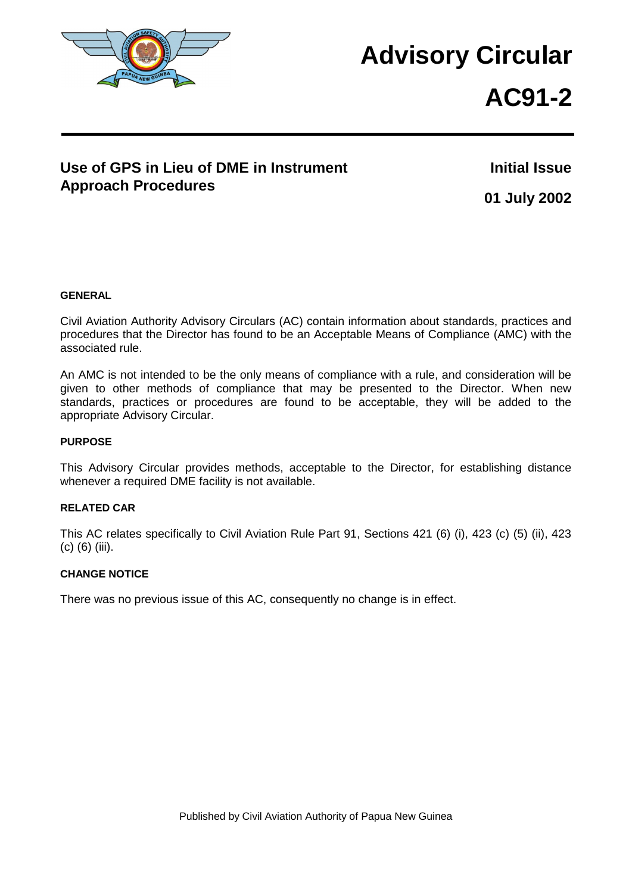# Advisory Circular

# AC91-2

## Use of GPS in Lieu of DME in Instrument Approach Procedures

**Initial Issue**

**01 July 2002**

### GENERAL

Civil Aviation Authority Advisory Circulars (AC) contain information about standards, practices and procedures that the Director has found to be an Acceptable Means of Compliance (AMC) with the associated rule.

An AMC is not intended to be the only means of compliance with a rule, and consideration will be given to other methods of compliance that may be presented to the Director. When new standards, practices or procedures are found to be acceptable, they will be added to the appropriate Advisory Circular.

### PURPOSE

This Advisory Circular provides methods, acceptable to the Director, for establishing distance whenever a required DME facility is not available.

### RELATED CAR

This AC relates specifically to Civil Aviation Rule Part 91, Sections 421 (6) (i), 423 (c) (5) (ii), 423 (c) (6) (iii).

### CHANGE NOTICE

There was no previous issue of this AC, consequently no change is in effect.

Published by Civil Aviation Authority of Papua New Guinea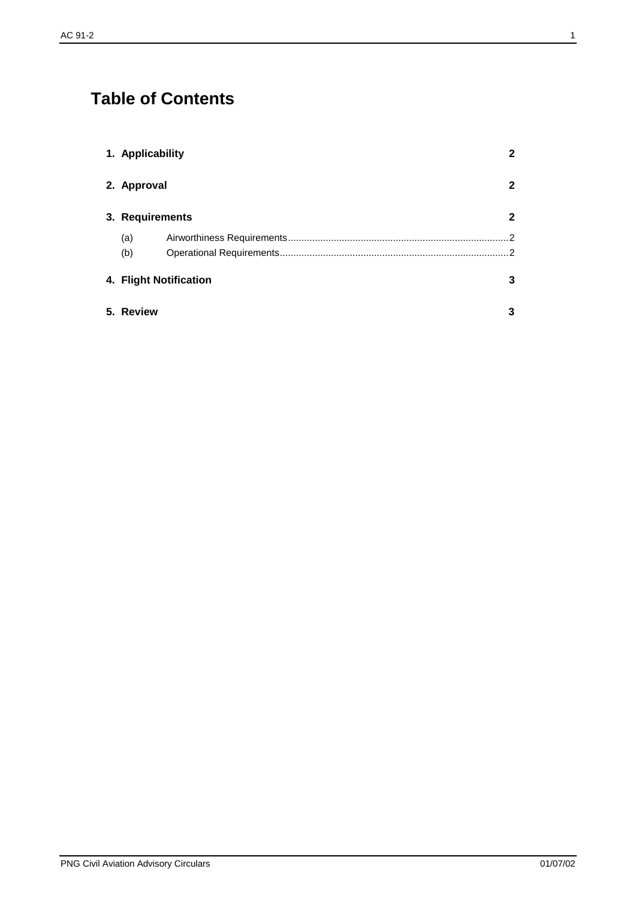# Table of Contents

**1. Applicability** **2**

**2. Approval** **2**

**3. Requirements** **2**

(a) Airworthiness Requirements....................2

(b) Operational Requirements....................2

**4. Flight Notification** **3**

**5. Review** **3**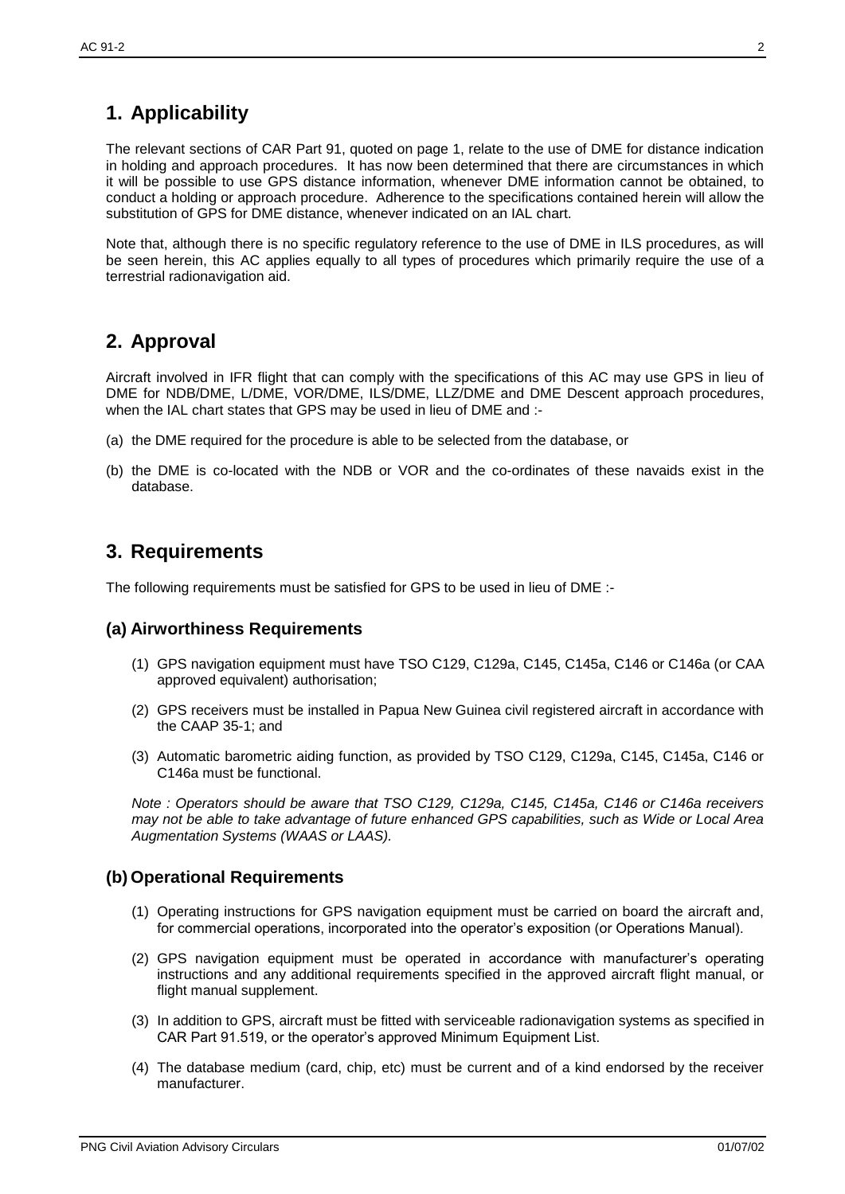## 1. Applicability

The relevant sections of CAR Part 91, quoted on page 1, relate to the use of DME for distance indication in holding and approach procedures. It has now been determined that there are circumstances in which it will be possible to use GPS distance information, whenever DME information cannot be obtained, to conduct a holding or approach procedure. Adherence to the specifications contained herein will allow the substitution of GPS for DME distance, whenever indicated on an IAL chart.

Note that, although there is no specific regulatory reference to the use of DME in ILS procedures, as will be seen herein, this AC applies equally to all types of procedures which primarily require the use of a terrestrial radionavigation aid.

## 2. Approval

Aircraft involved in IFR flight that can comply with the specifications of this AC may use GPS in lieu of DME for NDB/DME, L/DME, VOR/DME, ILS/DME, LLZ/DME and DME Descent approach procedures, when the IAL chart states that GPS may be used in lieu of DME and :-

(a) the DME required for the procedure is able to be selected from the database, or

(b) the DME is co-located with the NDB or VOR and the co-ordinates of these navaids exist in the database.

## 3. Requirements

The following requirements must be satisfied for GPS to be used in lieu of DME :-

### (a) Airworthiness Requirements

(1) GPS navigation equipment must have TSO C129, C129a, C145, C145a, C146 or C146a (or CAA approved equivalent) authorisation;

(2) GPS receivers must be installed in Papua New Guinea civil registered aircraft in accordance with the CAAP 35-1; and

(3) Automatic barometric aiding function, as provided by TSO C129, C129a, C145, C145a, C146 or C146a must be functional.

*Note : Operators should be aware that TSO C129, C129a, C145, C145a, C146 or C146a receivers may not be able to take advantage of future enhanced GPS capabilities, such as Wide or Local Area Augmentation Systems (WAAS or LAAS).*

### (b) Operational Requirements

(1) Operating instructions for GPS navigation equipment must be carried on board the aircraft and, for commercial operations, incorporated into the operator's exposition (or Operations Manual).

(2) GPS navigation equipment must be operated in accordance with manufacturer's operating instructions and any additional requirements specified in the approved aircraft flight manual, or flight manual supplement.

(3) In addition to GPS, aircraft must be fitted with serviceable radionavigation systems as specified in CAR Part 91.519, or the operator's approved Minimum Equipment List.

(4) The database medium (card, chip, etc) must be current and of a kind endorsed by the receiver manufacturer.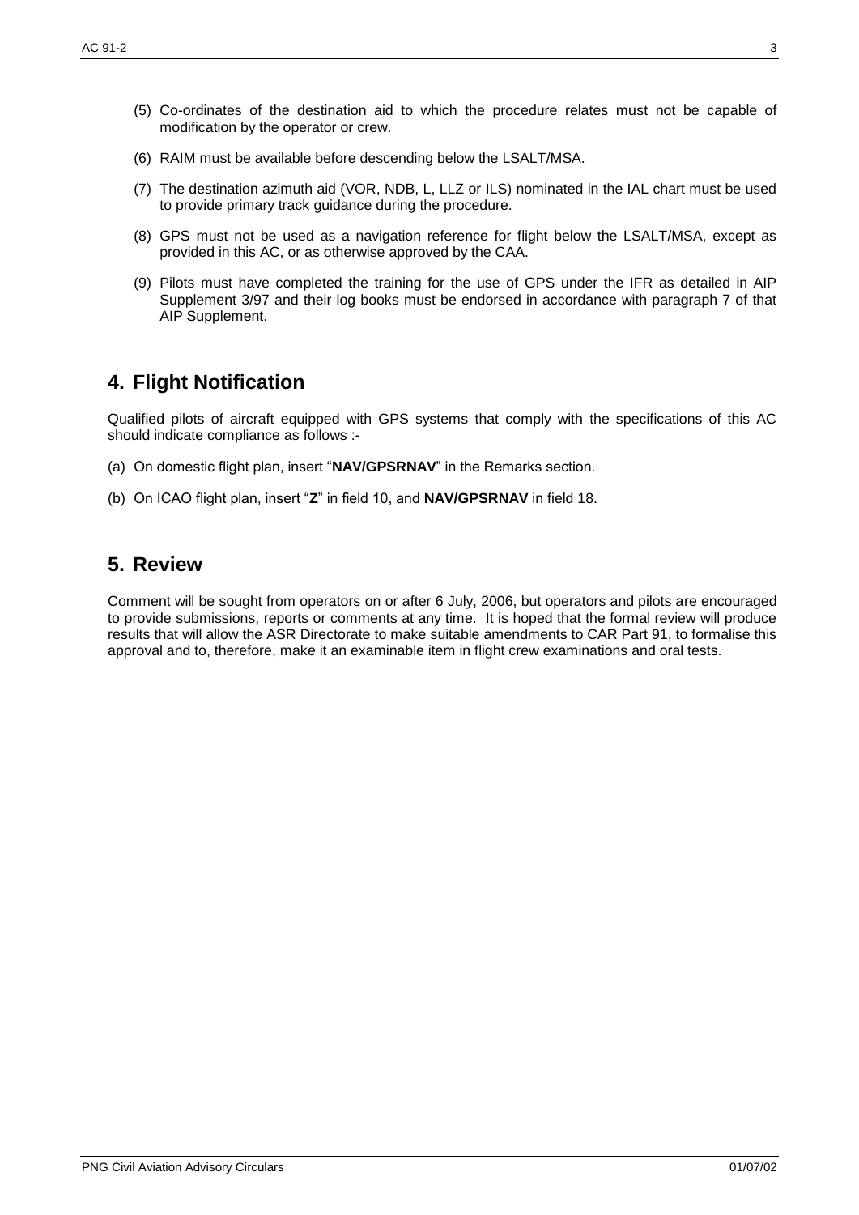(5) Co-ordinates of the destination aid to which the procedure relates must not be capable of modification by the operator or crew.

(6) RAIM must be available before descending below the LSALT/MSA.

(7) The destination azimuth aid (VOR, NDB, L, LLZ or ILS) nominated in the IAL chart must be used to provide primary track guidance during the procedure.

(8) GPS must not be used as a navigation reference for flight below the LSALT/MSA, except as provided in this AC, or as otherwise approved by the CAA.

(9) Pilots must have completed the training for the use of GPS under the IFR as detailed in AIP Supplement 3/97 and their log books must be endorsed in accordance with paragraph 7 of that AIP Supplement.

## 4. Flight Notification

Qualified pilots of aircraft equipped with GPS systems that comply with the specifications of this AC should indicate compliance as follows :-

(a) On domestic flight plan, insert "**NAV/GPSRNAV**" in the Remarks section.

(b) On ICAO flight plan, insert "**Z**" in field 10, and **NAV/GPSRNAV** in field 18.

## 5. Review

Comment will be sought from operators on or after 6 July, 2006, but operators and pilots are encouraged to provide submissions, reports or comments at any time. It is hoped that the formal review will produce results that will allow the ASR Directorate to make suitable amendments to CAR Part 91, to formalise this approval and to, therefore, make it an examinable item in flight crew examinations and oral tests.